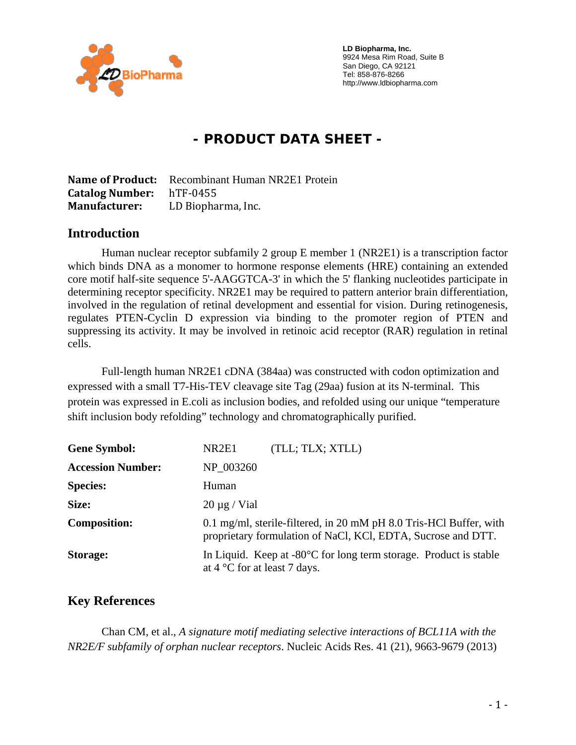LD Biopharma, Inc.
9924 Mesa Rim Road, Suite B
San Diego, CA 92121
Tel: 858-876-8266
http://www.ldbiopharma.com

# - PRODUCT DATA SHEET -

**Name of Product:** Recombinant Human NR2E1 Protein
**Catalog Number:** hTF-0455
**Manufacturer:** LD Biopharma, Inc.

## Introduction

Human nuclear receptor subfamily 2 group E member 1 (NR2E1) is a transcription factor which binds DNA as a monomer to hormone response elements (HRE) containing an extended core motif half-site sequence 5'-AAGGTCA-3' in which the 5' flanking nucleotides participate in determining receptor specificity. NR2E1 may be required to pattern anterior brain differentiation, involved in the regulation of retinal development and essential for vision. During retinogenesis, regulates PTEN-Cyclin D expression via binding to the promoter region of PTEN and suppressing its activity. It may be involved in retinoic acid receptor (RAR) regulation in retinal cells.

Full-length human NR2E1 cDNA (384aa) was constructed with codon optimization and expressed with a small T7-His-TEV cleavage site Tag (29aa) fusion at its N-terminal. This protein was expressed in E.coli as inclusion bodies, and refolded using our unique "temperature shift inclusion body refolding" technology and chromatographically purified.

| | |
|---|---|
| **Gene Symbol:** | NR2E1 (TLL; TLX; XTLL) |
| **Accession Number:** | NP_003260 |
| **Species:** | Human |
| **Size:** | 20 µg / Vial |
| **Composition:** | 0.1 mg/ml, sterile-filtered, in 20 mM pH 8.0 Tris-HCl Buffer, with proprietary formulation of NaCl, KCl, EDTA, Sucrose and DTT. |
| **Storage:** | In Liquid. Keep at -80°C for long term storage. Product is stable at 4 °C for at least 7 days. |

## Key References

Chan CM, et al., *A signature motif mediating selective interactions of BCL11A with the NR2E/F subfamily of orphan nuclear receptors*. Nucleic Acids Res. 41 (21), 9663-9679 (2013)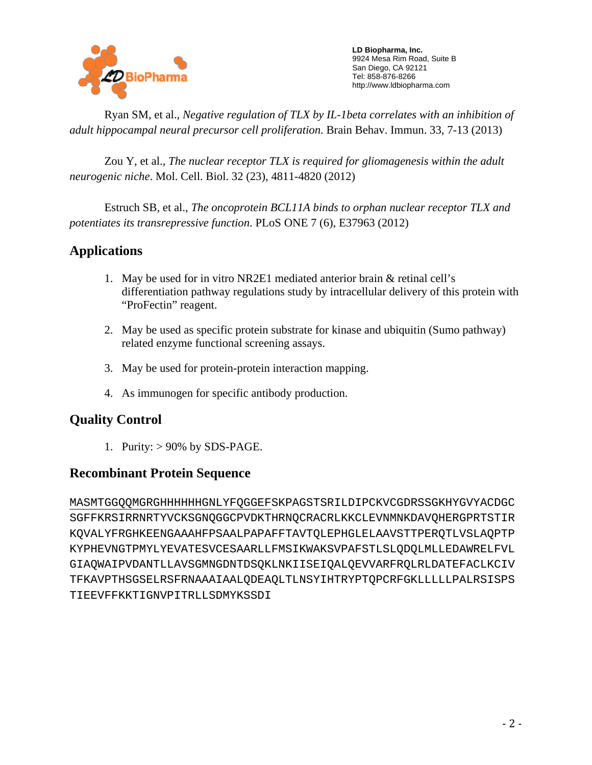Ryan SM, et al., *Negative regulation of TLX by IL-1beta correlates with an inhibition of adult hippocampal neural precursor cell proliferation*. Brain Behav. Immun. 33, 7-13 (2013)

Zou Y, et al., *The nuclear receptor TLX is required for gliomagenesis within the adult neurogenic niche*. Mol. Cell. Biol. 32 (23), 4811-4820 (2012)

Estruch SB, et al., *The oncoprotein BCL11A binds to orphan nuclear receptor TLX and potentiates its transrepressive function*. PLoS ONE 7 (6), E37963 (2012)

## Applications

1. May be used for in vitro NR2E1 mediated anterior brain & retinal cell's differentiation pathway regulations study by intracellular delivery of this protein with "ProFectin" reagent.

2. May be used as specific protein substrate for kinase and ubiquitin (Sumo pathway) related enzyme functional screening assays.

3. May be used for protein-protein interaction mapping.

4. As immunogen for specific antibody production.

## Quality Control

1. Purity: > 90% by SDS-PAGE.

## Recombinant Protein Sequence

```
MASMTGGQQMGRGHHHHHHGNLYFQGGEFSKPAGSTSRILDIPCKVCGDRSSGKHYGVYACDGC
SGFFKRSIRRNRTYVCKSGNQGGCPVDKTHRNQCRACRLKKCLEVNMNKDAVQHERGPRTSTIR
KQVALYFRGHKEENGAAAHFPSAALPAPAFFTAVTQLEPHGLELAAVSTTPERQTLVSLAQPTP
KYPHEVNGTPMYLYEVATESVCESAARLLFMSIKWAKSVPAFSTLSLQDQLMLLEDAWRELFVL
GIAQWAIPVDANTLLAVSGMNGDNTDSQKLNKIISEIQALQEVVARFRQLRLDATEFACLKCIV
TFKAVPTHSGSELRSFRNAAAIAALQDEAQLTLNSYIHTRYPTQPCRFGKLLLLLPALRSISPS
TIEEVFFKKTIGNVPITRLLSDMYKSSDI
```